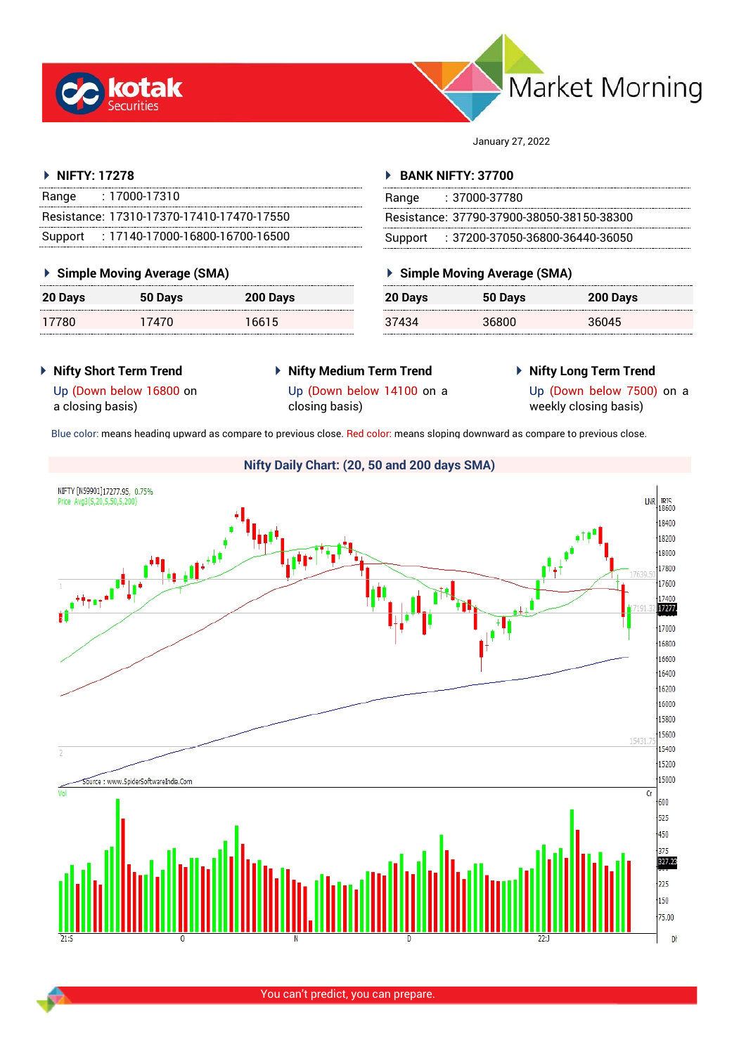# Market Morning

January 27, 2022

## NIFTY: 17278

| | |
|---|---|
| Range | : 17000-17310 |
| Resistance: | 17310-17370-17410-17470-17550 |
| Support | : 17140-17000-16800-16700-16500 |

### Simple Moving Average (SMA)

| 20 Days | 50 Days | 200 Days |
|---|---|---|
| 17780 | 17470 | 16615 |

## BANK NIFTY: 37700

| | |
|---|---|
| Range | : 37000-37780 |
| Resistance: | 37790-37900-38050-38150-38300 |
| Support | : 37200-37050-36800-36440-36050 |

### Simple Moving Average (SMA)

| 20 Days | 50 Days | 200 Days |
|---|---|---|
| 37434 | 36800 | 36045 |

### Nifty Short Term Trend

Up (Down below 16800 on a closing basis)

### Nifty Medium Term Trend

Up (Down below 14100 on a closing basis)

### Nifty Long Term Trend

Up (Down below 7500) on a weekly closing basis)

Blue color: means heading upward as compare to previous close. Red color: means sloping downward as compare to previous close.

### Nifty Daily Chart: (20, 50 and 200 days SMA)

You can't predict, you can prepare.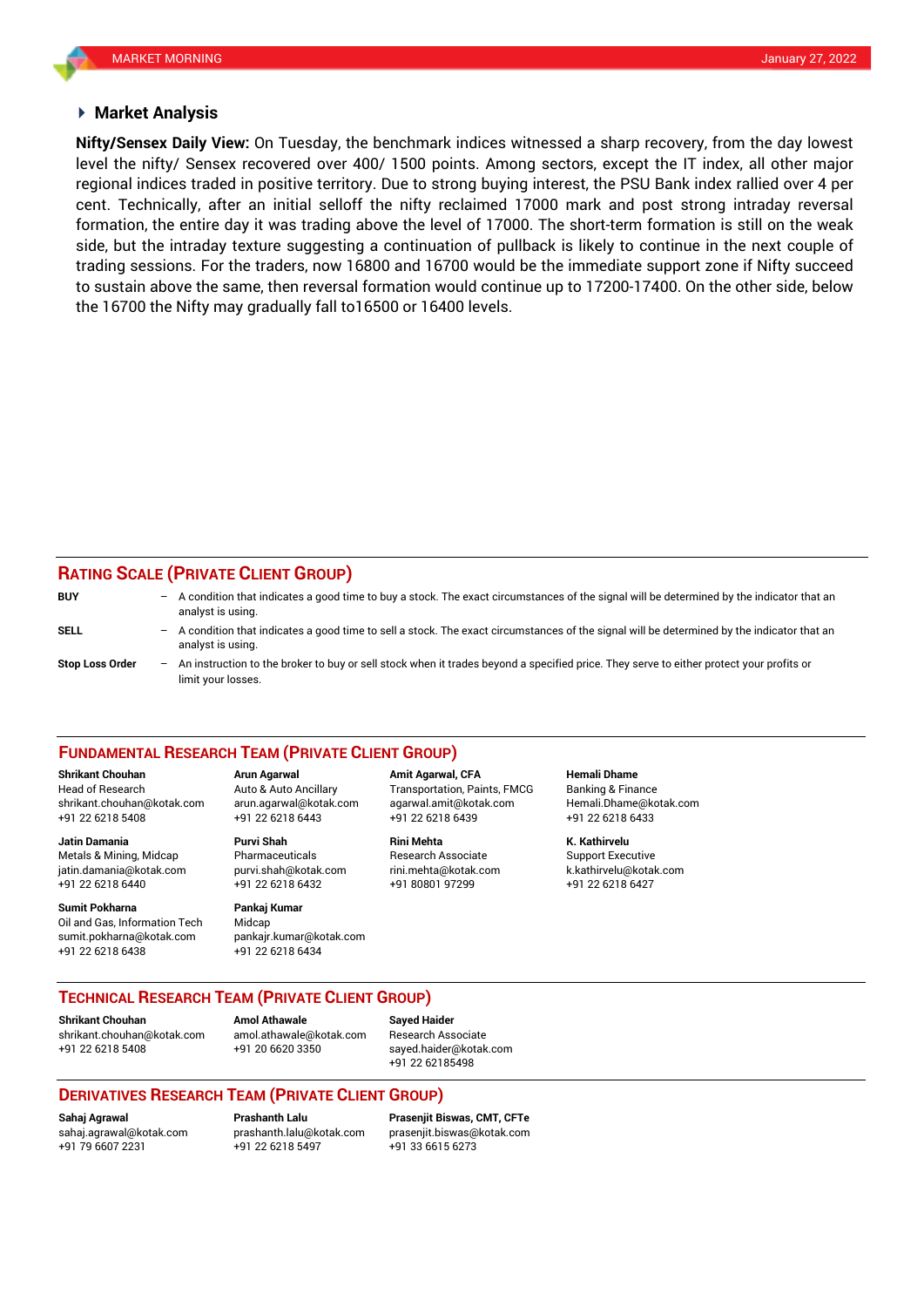## Market Analysis

**Nifty/Sensex Daily View:** On Tuesday, the benchmark indices witnessed a sharp recovery, from the day lowest level the nifty/ Sensex recovered over 400/ 1500 points. Among sectors, except the IT index, all other major regional indices traded in positive territory. Due to strong buying interest, the PSU Bank index rallied over 4 per cent. Technically, after an initial selloff the nifty reclaimed 17000 mark and post strong intraday reversal formation, the entire day it was trading above the level of 17000. The short-term formation is still on the weak side, but the intraday texture suggesting a continuation of pullback is likely to continue in the next couple of trading sessions. For the traders, now 16800 and 16700 would be the immediate support zone if Nifty succeed to sustain above the same, then reversal formation would continue up to 17200-17400. On the other side, below the 16700 the Nifty may gradually fall to16500 or 16400 levels.

## RATING SCALE (PRIVATE CLIENT GROUP)

**BUY** – A condition that indicates a good time to buy a stock. The exact circumstances of the signal will be determined by the indicator that an analyst is using.

**SELL** – A condition that indicates a good time to sell a stock. The exact circumstances of the signal will be determined by the indicator that an analyst is using.

**Stop Loss Order** – An instruction to the broker to buy or sell stock when it trades beyond a specified price. They serve to either protect your profits or limit your losses.

## FUNDAMENTAL RESEARCH TEAM (PRIVATE CLIENT GROUP)

**Shrikant Chouhan**
Head of Research
shrikant.chouhan@kotak.com
+91 22 6218 5408

**Arun Agarwal**
Auto & Auto Ancillary
arun.agarwal@kotak.com
+91 22 6218 6443

**Amit Agarwal, CFA**
Transportation, Paints, FMCG
agarwal.amit@kotak.com
+91 22 6218 6439

**Hemali Dhame**
Banking & Finance
Hemali.Dhame@kotak.com
+91 22 6218 6433

**Jatin Damania**
Metals & Mining, Midcap
jatin.damania@kotak.com
+91 22 6218 6440

**Purvi Shah**
Pharmaceuticals
purvi.shah@kotak.com
+91 22 6218 6432

**Rini Mehta**
Research Associate
rini.mehta@kotak.com
+91 80801 97299

**K. Kathirvelu**
Support Executive
k.kathirvelu@kotak.com
+91 22 6218 6427

**Sumit Pokharna**
Oil and Gas, Information Tech
sumit.pokharna@kotak.com
+91 22 6218 6438

**Pankaj Kumar**
Midcap
pankajr.kumar@kotak.com
+91 22 6218 6434

## TECHNICAL RESEARCH TEAM (PRIVATE CLIENT GROUP)

**Shrikant Chouhan**
shrikant.chouhan@kotak.com
+91 22 6218 5408

**Amol Athawale**
amol.athawale@kotak.com
+91 20 6620 3350

**Sayed Haider**
Research Associate
sayed.haider@kotak.com
+91 22 62185498

## DERIVATIVES RESEARCH TEAM (PRIVATE CLIENT GROUP)

**Sahaj Agrawal**
sahaj.agrawal@kotak.com
+91 79 6607 2231

**Prashanth Lalu**
prashanth.lalu@kotak.com
+91 22 6218 5497

**Prasenjit Biswas, CMT, CFTe**
prasenjit.biswas@kotak.com
+91 33 6615 6273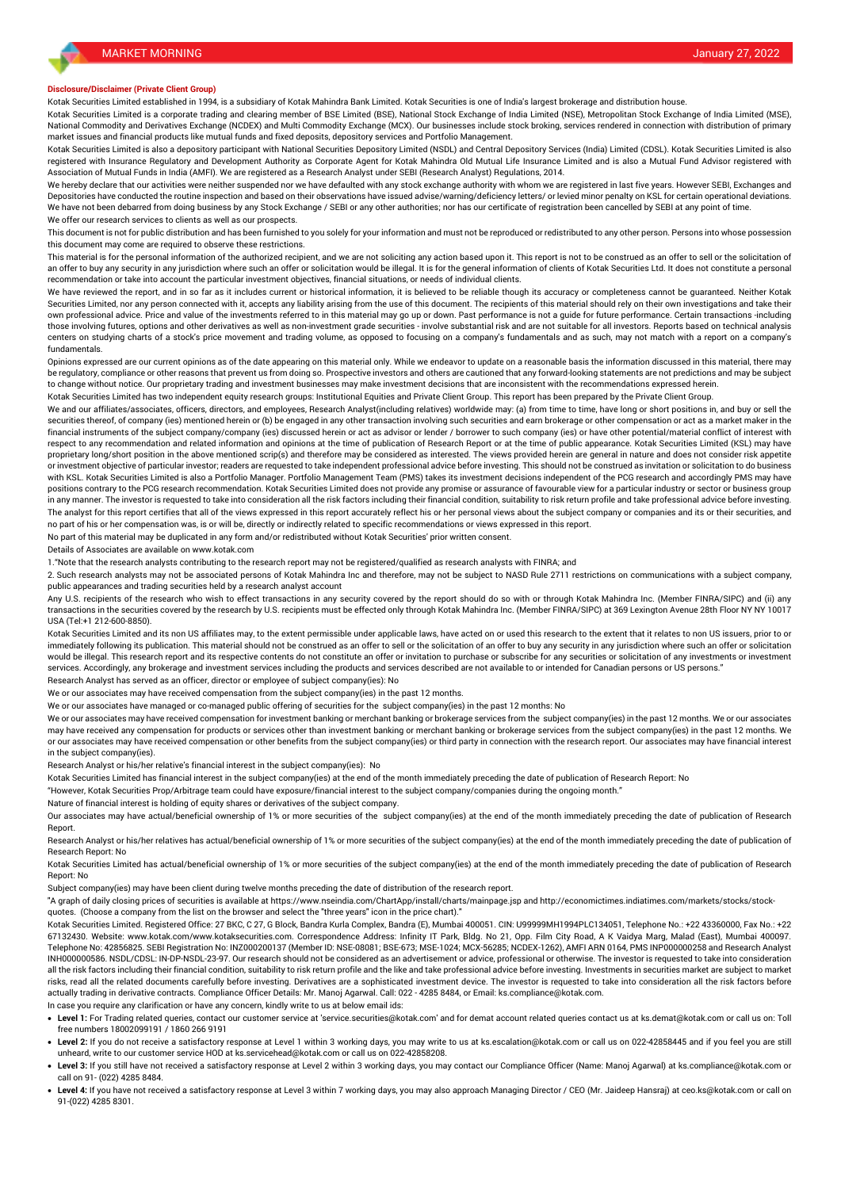**Disclosure/Disclaimer (Private Client Group)**

Kotak Securities Limited established in 1994, is a subsidiary of Kotak Mahindra Bank Limited. Kotak Securities is one of India's largest brokerage and distribution house.

Kotak Securities Limited is a corporate trading and clearing member of BSE Limited (BSE), National Stock Exchange of India Limited (NSE), Metropolitan Stock Exchange of India Limited (MSE), National Commodity and Derivatives Exchange (NCDEX) and Multi Commodity Exchange (MCX). Our businesses include stock broking, services rendered in connection with distribution of primary market issues and financial products like mutual funds and fixed deposits, depository services and Portfolio Management.

Kotak Securities Limited is also a depository participant with National Securities Depository Limited (NSDL) and Central Depository Services (India) Limited (CDSL). Kotak Securities Limited is also registered with Insurance Regulatory and Development Authority as Corporate Agent for Kotak Mahindra Old Mutual Life Insurance Limited and is also a Mutual Fund Advisor registered with Association of Mutual Funds in India (AMFI). We are registered as a Research Analyst under SEBI (Research Analyst) Regulations, 2014.

We hereby declare that our activities were neither suspended nor we have defaulted with any stock exchange authority with whom we are registered in last five years. However SEBI, Exchanges and Depositories have conducted the routine inspection and based on their observations have issued advise/warning/deficiency letters/ or levied minor penalty on KSL for certain operational deviations. We have not been debarred from doing business by any Stock Exchange / SEBI or any other authorities; nor has our certificate of registration been cancelled by SEBI at any point of time.

We offer our research services to clients as well as our prospects.

This document is not for public distribution and has been furnished to you solely for your information and must not be reproduced or redistributed to any other person. Persons into whose possession this document may come are required to observe these restrictions.

This material is for the personal information of the authorized recipient, and we are not soliciting any action based upon it. This report is not to be construed as an offer to sell or the solicitation of an offer to buy any security in any jurisdiction where such an offer or solicitation would be illegal. It is for the general information of clients of Kotak Securities Ltd. It does not constitute a personal recommendation or take into account the particular investment objectives, financial situations, or needs of individual clients.

We have reviewed the report, and in so far as it includes current or historical information, it is believed to be reliable though its accuracy or completeness cannot be guaranteed. Neither Kotak Securities Limited, nor any person connected with it, accepts any liability arising from the use of this document. The recipients of this material should rely on their own investigations and take their own professional advice. Price and value of the investments referred to in this material may go up or down. Past performance is not a guide for future performance. Certain transactions -including those involving futures, options and other derivatives as well as non-investment grade securities - involve substantial risk and are not suitable for all investors. Reports based on technical analysis centers on studying charts of a stock's price movement and trading volume, as opposed to focusing on a company's fundamentals and as such, may not match with a report on a company's fundamentals.

Opinions expressed are our current opinions as of the date appearing on this material only. While we endeavor to update on a reasonable basis the information discussed in this material, there may be regulatory, compliance or other reasons that prevent us from doing so. Prospective investors and others are cautioned that any forward-looking statements are not predictions and may be subject to change without notice. Our proprietary trading and investment businesses may make investment decisions that are inconsistent with the recommendations expressed herein.

Kotak Securities Limited has two independent equity research groups: Institutional Equities and Private Client Group. This report has been prepared by the Private Client Group.

We and our affiliates/associates, officers, directors, and employees, Research Analyst(including relatives) worldwide may: (a) from time to time, have long or short positions in, and buy or sell the securities thereof, of company (ies) mentioned herein or (b) be engaged in any other transaction involving such securities and earn brokerage or other compensation or act as a market maker in the financial instruments of the subject company/company (ies) discussed herein or act as advisor or lender / borrower to such company (ies) or have other potential/material conflict of interest with respect to any recommendation and related information and opinions at the time of publication of Research Report or at the time of public appearance. Kotak Securities Limited (KSL) may have proprietary long/short position in the above mentioned scrip(s) and therefore may be considered as interested. The views provided herein are general in nature and does not consider risk appetite or investment objective of particular investor; readers are requested to take independent professional advice before investing. This should not be construed as invitation or solicitation to do business with KSL. Kotak Securities Limited is also a Portfolio Manager. Portfolio Management Team (PMS) takes its investment decisions independent of the PCG research and accordingly PMS may have positions contrary to the PCG research recommendation. Kotak Securities Limited does not provide any promise or assurance of favourable view for a particular industry or sector or business group in any manner. The investor is requested to take into consideration all the risk factors including their financial condition, suitability to risk return profile and take professional advice before investing.

The analyst for this report certifies that all of the views expressed in this report accurately reflect his or her personal views about the subject company or companies and its or their securities, and no part of his or her compensation was, is or will be, directly or indirectly related to specific recommendations or views expressed in this report.

No part of this material may be duplicated in any form and/or redistributed without Kotak Securities' prior written consent.

Details of Associates are available on www.kotak.com

1."Note that the research analysts contributing to the research report may not be registered/qualified as research analysts with FINRA; and

2. Such research analysts may not be associated persons of Kotak Mahindra Inc and therefore, may not be subject to NASD Rule 2711 restrictions on communications with a subject company, public appearances and trading securities held by a research analyst account

Any U.S. recipients of the research who wish to effect transactions in any security covered by the report should do so with or through Kotak Mahindra Inc. (Member FINRA/SIPC) and (ii) any transactions in the securities covered by the research by U.S. recipients must be effected only through Kotak Mahindra Inc. (Member FINRA/SIPC) at 369 Lexington Avenue 28th Floor NY NY 10017 USA (Tel:+1 212-600-8850).

Kotak Securities Limited and its non US affiliates may, to the extent permissible under applicable laws, have acted on or used this research to the extent that it relates to non US issuers, prior to or immediately following its publication. This material should not be construed as an offer to sell or the solicitation of an offer to buy any security in any jurisdiction where such an offer or solicitation would be illegal. This research report and its respective contents do not constitute an offer or invitation to purchase or subscribe for any securities or solicitation of any investments or investment services. Accordingly, any brokerage and investment services including the products and services described are not available to or intended for Canadian persons or US persons."

Research Analyst has served as an officer, director or employee of subject company(ies): No

We or our associates may have received compensation from the subject company(ies) in the past 12 months.

We or our associates have managed or co-managed public offering of securities for the subject company(ies) in the past 12 months: No

We or our associates may have received compensation for investment banking or merchant banking or brokerage services from the subject company(ies) in the past 12 months. We or our associates may have received any compensation for products or services other than investment banking or merchant banking or brokerage services from the subject company(ies) in the past 12 months. We or our associates may have received compensation or other benefits from the subject company(ies) or third party in connection with the research report. Our associates may have financial interest in the subject company(ies).

Research Analyst or his/her relative's financial interest in the subject company(ies): No

Kotak Securities Limited has financial interest in the subject company(ies) at the end of the month immediately preceding the date of publication of Research Report: No

"However, Kotak Securities Prop/Arbitrage team could have exposure/financial interest to the subject company/companies during the ongoing month."

Nature of financial interest is holding of equity shares or derivatives of the subject company.

Our associates may have actual/beneficial ownership of 1% or more securities of the subject company(ies) at the end of the month immediately preceding the date of publication of Research Report.

Research Analyst or his/her relatives has actual/beneficial ownership of 1% or more securities of the subject company(ies) at the end of the month immediately preceding the date of publication of Research Report: No

Kotak Securities Limited has actual/beneficial ownership of 1% or more securities of the subject company(ies) at the end of the month immediately preceding the date of publication of Research Report: No

Subject company(ies) may have been client during twelve months preceding the date of distribution of the research report.

"A graph of daily closing prices of securities is available at https://www.nseindia.com/ChartApp/install/charts/mainpage.jsp and http://economictimes.indiatimes.com/markets/stocks/stock-quotes. (Choose a company from the list on the browser and select the "three years" icon in the price chart)."

Kotak Securities Limited. Registered Office: 27 BKC, C 27, G Block, Bandra Kurla Complex, Bandra (E), Mumbai 400051. CIN: U99999MH1994PLC134051, Telephone No.: +22 43360000, Fax No.: +22 67132430. Website: www.kotak.com/www.kotaksecurities.com. Correspondence Address: Infinity IT Park, Bldg. No 21, Opp. Film City Road, A K Vaidya Marg, Malad (East), Mumbai 400097. Telephone No: 42856825. SEBI Registration No: INZ000200137 (Member ID: NSE-08081; BSE-673; MSE-1024; MCX-56285; NCDEX-1262), AMFI ARN 0164, PMS INP000000258 and Research Analyst INH000000586. NSDL/CDSL: IN-DP-NSDL-23-97. Our research should not be considered as an advertisement or advice, professional or otherwise. The investor is requested to take into consideration all the risk factors including their financial condition, suitability to risk return profile and the like and take professional advice before investing. Investments in securities market are subject to market risks, read all the related documents carefully before investing. Derivatives are a sophisticated investment device. The investor is requested to take into consideration all the risk factors before actually trading in derivative contracts. Compliance Officer Details: Mr. Manoj Agarwal. Call: 022 - 4285 8484, or Email: ks.compliance@kotak.com.

In case you require any clarification or have any concern, kindly write to us at below email ids:

- **Level 1:** For Trading related queries, contact our customer service at 'service.securities@kotak.com' and for demat account related queries contact us at ks.demat@kotak.com or call us on: Toll free numbers 18002099191 / 1860 266 9191
- **Level 2:** If you do not receive a satisfactory response at Level 1 within 3 working days, you may write to us at ks.escalation@kotak.com or call us on 022-42858445 and if you feel you are still unheard, write to our customer service HOD at ks.servicehead@kotak.com or call us on 022-42858208.
- **Level 3:** If you still have not received a satisfactory response at Level 2 within 3 working days, you may contact our Compliance Officer (Name: Manoj Agarwal) at ks.compliance@kotak.com or call on 91- (022) 4285 8484.
- **Level 4:** If you have not received a satisfactory response at Level 3 within 7 working days, you may also approach Managing Director / CEO (Mr. Jaideep Hansraj) at ceo.ks@kotak.com or call on 91-(022) 4285 8301.